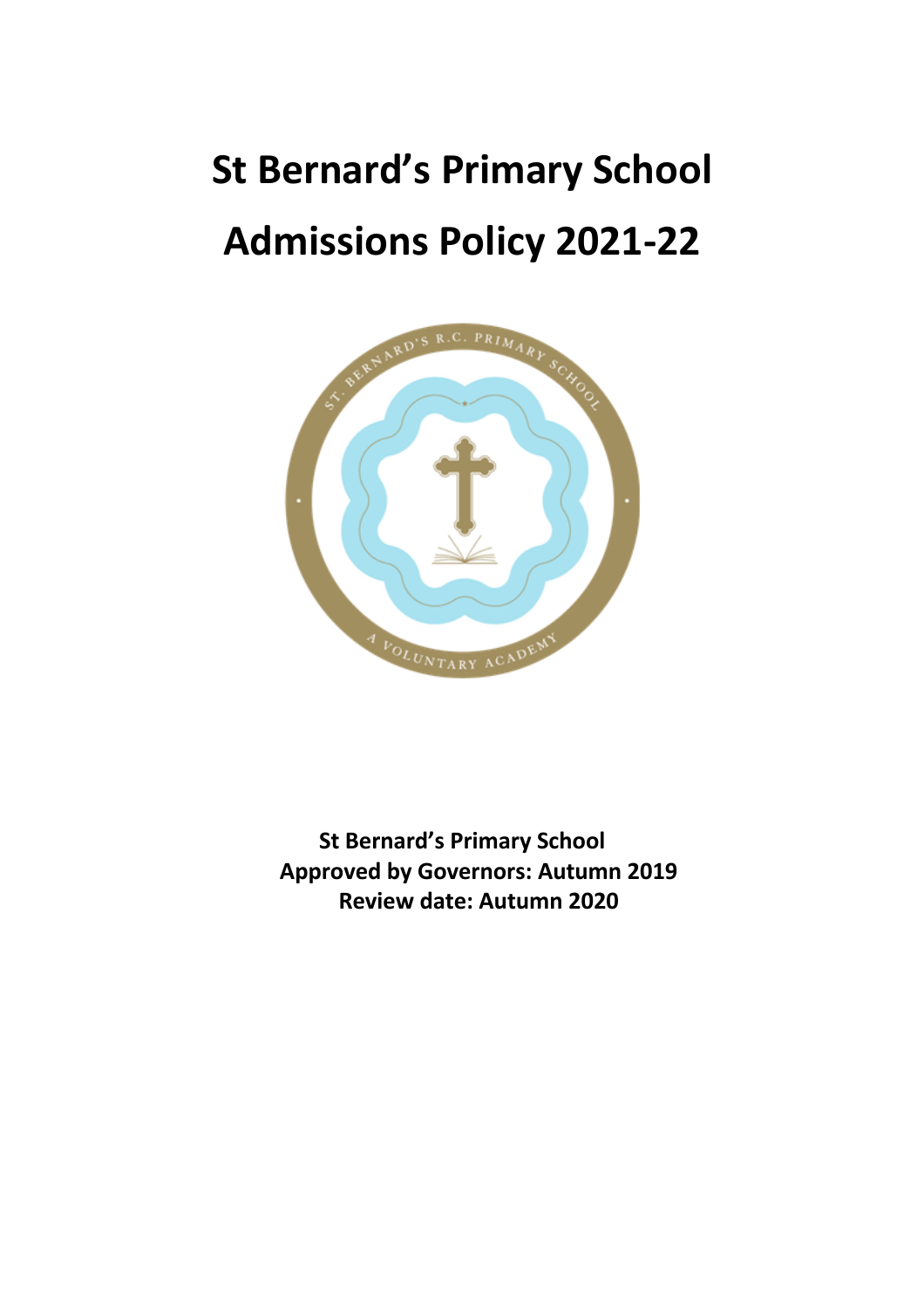# St Bernard's Primary School

# Admissions Policy 2021-22

**St Bernard's Primary School**
**Approved by Governors: Autumn 2019**
**Review date: Autumn 2020**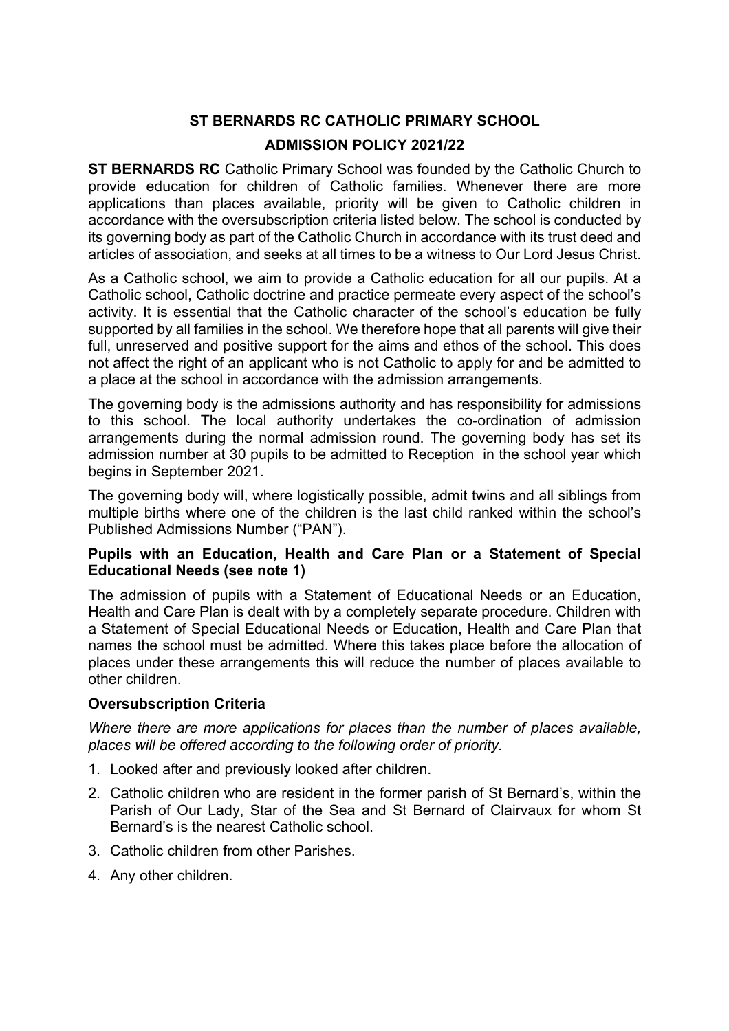# ST BERNARDS RC CATHOLIC PRIMARY SCHOOL

## ADMISSION POLICY 2021/22

**ST BERNARDS RC** Catholic Primary School was founded by the Catholic Church to provide education for children of Catholic families. Whenever there are more applications than places available, priority will be given to Catholic children in accordance with the oversubscription criteria listed below. The school is conducted by its governing body as part of the Catholic Church in accordance with its trust deed and articles of association, and seeks at all times to be a witness to Our Lord Jesus Christ.

As a Catholic school, we aim to provide a Catholic education for all our pupils. At a Catholic school, Catholic doctrine and practice permeate every aspect of the school's activity. It is essential that the Catholic character of the school's education be fully supported by all families in the school. We therefore hope that all parents will give their full, unreserved and positive support for the aims and ethos of the school. This does not affect the right of an applicant who is not Catholic to apply for and be admitted to a place at the school in accordance with the admission arrangements.

The governing body is the admissions authority and has responsibility for admissions to this school. The local authority undertakes the co-ordination of admission arrangements during the normal admission round. The governing body has set its admission number at 30 pupils to be admitted to Reception in the school year which begins in September 2021.

The governing body will, where logistically possible, admit twins and all siblings from multiple births where one of the children is the last child ranked within the school's Published Admissions Number ("PAN").

**Pupils with an Education, Health and Care Plan or a Statement of Special Educational Needs (see note 1)**

The admission of pupils with a Statement of Educational Needs or an Education, Health and Care Plan is dealt with by a completely separate procedure. Children with a Statement of Special Educational Needs or Education, Health and Care Plan that names the school must be admitted. Where this takes place before the allocation of places under these arrangements this will reduce the number of places available to other children.

**Oversubscription Criteria**

*Where there are more applications for places than the number of places available, places will be offered according to the following order of priority.*

1. Looked after and previously looked after children.
2. Catholic children who are resident in the former parish of St Bernard's, within the Parish of Our Lady, Star of the Sea and St Bernard of Clairvaux for whom St Bernard's is the nearest Catholic school.
3. Catholic children from other Parishes.
4. Any other children.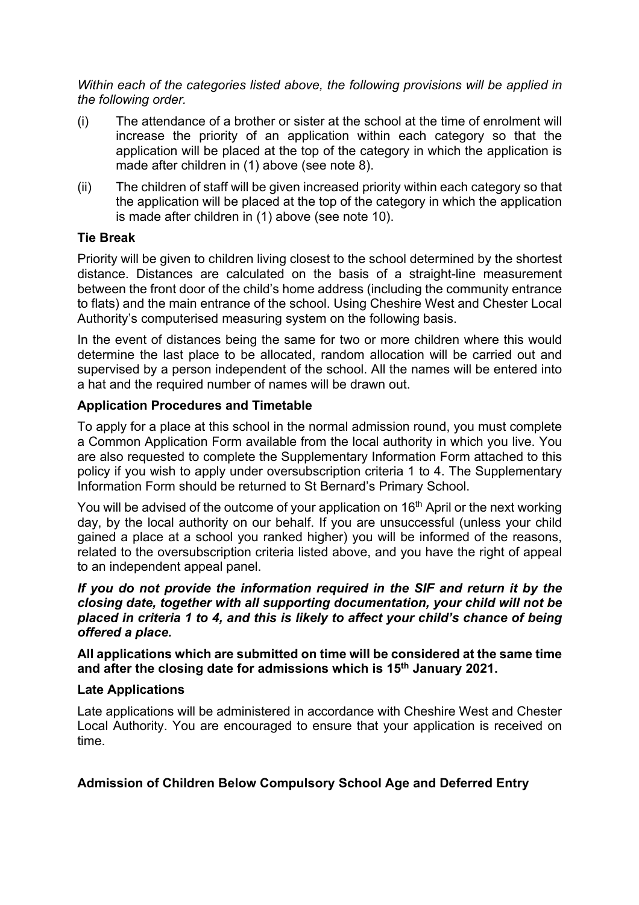*Within each of the categories listed above, the following provisions will be applied in the following order.*

(i) The attendance of a brother or sister at the school at the time of enrolment will increase the priority of an application within each category so that the application will be placed at the top of the category in which the application is made after children in (1) above (see note 8).

(ii) The children of staff will be given increased priority within each category so that the application will be placed at the top of the category in which the application is made after children in (1) above (see note 10).

**Tie Break**

Priority will be given to children living closest to the school determined by the shortest distance. Distances are calculated on the basis of a straight-line measurement between the front door of the child's home address (including the community entrance to flats) and the main entrance of the school. Using Cheshire West and Chester Local Authority's computerised measuring system on the following basis.

In the event of distances being the same for two or more children where this would determine the last place to be allocated, random allocation will be carried out and supervised by a person independent of the school. All the names will be entered into a hat and the required number of names will be drawn out.

**Application Procedures and Timetable**

To apply for a place at this school in the normal admission round, you must complete a Common Application Form available from the local authority in which you live. You are also requested to complete the Supplementary Information Form attached to this policy if you wish to apply under oversubscription criteria 1 to 4. The Supplementary Information Form should be returned to St Bernard's Primary School.

You will be advised of the outcome of your application on 16th April or the next working day, by the local authority on our behalf. If you are unsuccessful (unless your child gained a place at a school you ranked higher) you will be informed of the reasons, related to the oversubscription criteria listed above, and you have the right of appeal to an independent appeal panel.

***If you do not provide the information required in the SIF and return it by the closing date, together with all supporting documentation, your child will not be placed in criteria 1 to 4, and this is likely to affect your child's chance of being offered a place.***

**All applications which are submitted on time will be considered at the same time and after the closing date for admissions which is 15th January 2021.**

**Late Applications**

Late applications will be administered in accordance with Cheshire West and Chester Local Authority. You are encouraged to ensure that your application is received on time.

**Admission of Children Below Compulsory School Age and Deferred Entry**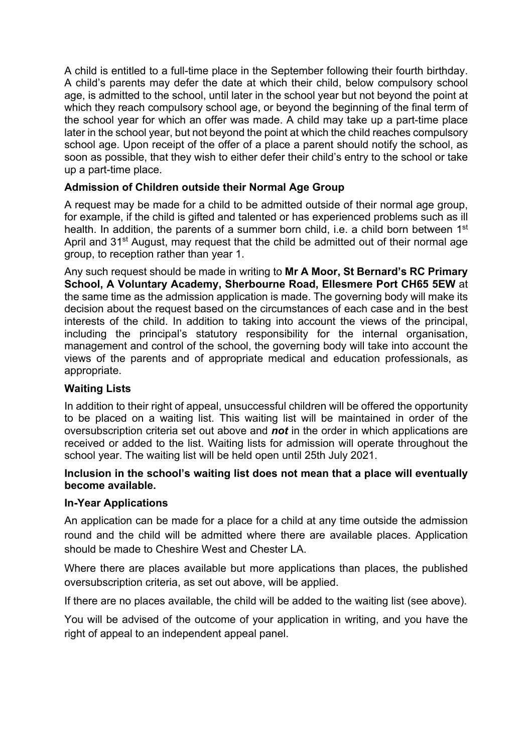A child is entitled to a full-time place in the September following their fourth birthday. A child's parents may defer the date at which their child, below compulsory school age, is admitted to the school, until later in the school year but not beyond the point at which they reach compulsory school age, or beyond the beginning of the final term of the school year for which an offer was made. A child may take up a part-time place later in the school year, but not beyond the point at which the child reaches compulsory school age. Upon receipt of the offer of a place a parent should notify the school, as soon as possible, that they wish to either defer their child's entry to the school or take up a part-time place.

**Admission of Children outside their Normal Age Group**

A request may be made for a child to be admitted outside of their normal age group, for example, if the child is gifted and talented or has experienced problems such as ill health. In addition, the parents of a summer born child, i.e. a child born between 1st April and 31st August, may request that the child be admitted out of their normal age group, to reception rather than year 1.

Any such request should be made in writing to **Mr A Moor, St Bernard's RC Primary School, A Voluntary Academy, Sherbourne Road, Ellesmere Port CH65 5EW** at the same time as the admission application is made. The governing body will make its decision about the request based on the circumstances of each case and in the best interests of the child. In addition to taking into account the views of the principal, including the principal's statutory responsibility for the internal organisation, management and control of the school, the governing body will take into account the views of the parents and of appropriate medical and education professionals, as appropriate.

**Waiting Lists**

In addition to their right of appeal, unsuccessful children will be offered the opportunity to be placed on a waiting list. This waiting list will be maintained in order of the oversubscription criteria set out above and ***not*** in the order in which applications are received or added to the list. Waiting lists for admission will operate throughout the school year. The waiting list will be held open until 25th July 2021.

**Inclusion in the school's waiting list does not mean that a place will eventually become available.**

**In-Year Applications**

An application can be made for a place for a child at any time outside the admission round and the child will be admitted where there are available places. Application should be made to Cheshire West and Chester LA.

Where there are places available but more applications than places, the published oversubscription criteria, as set out above, will be applied.

If there are no places available, the child will be added to the waiting list (see above).

You will be advised of the outcome of your application in writing, and you have the right of appeal to an independent appeal panel.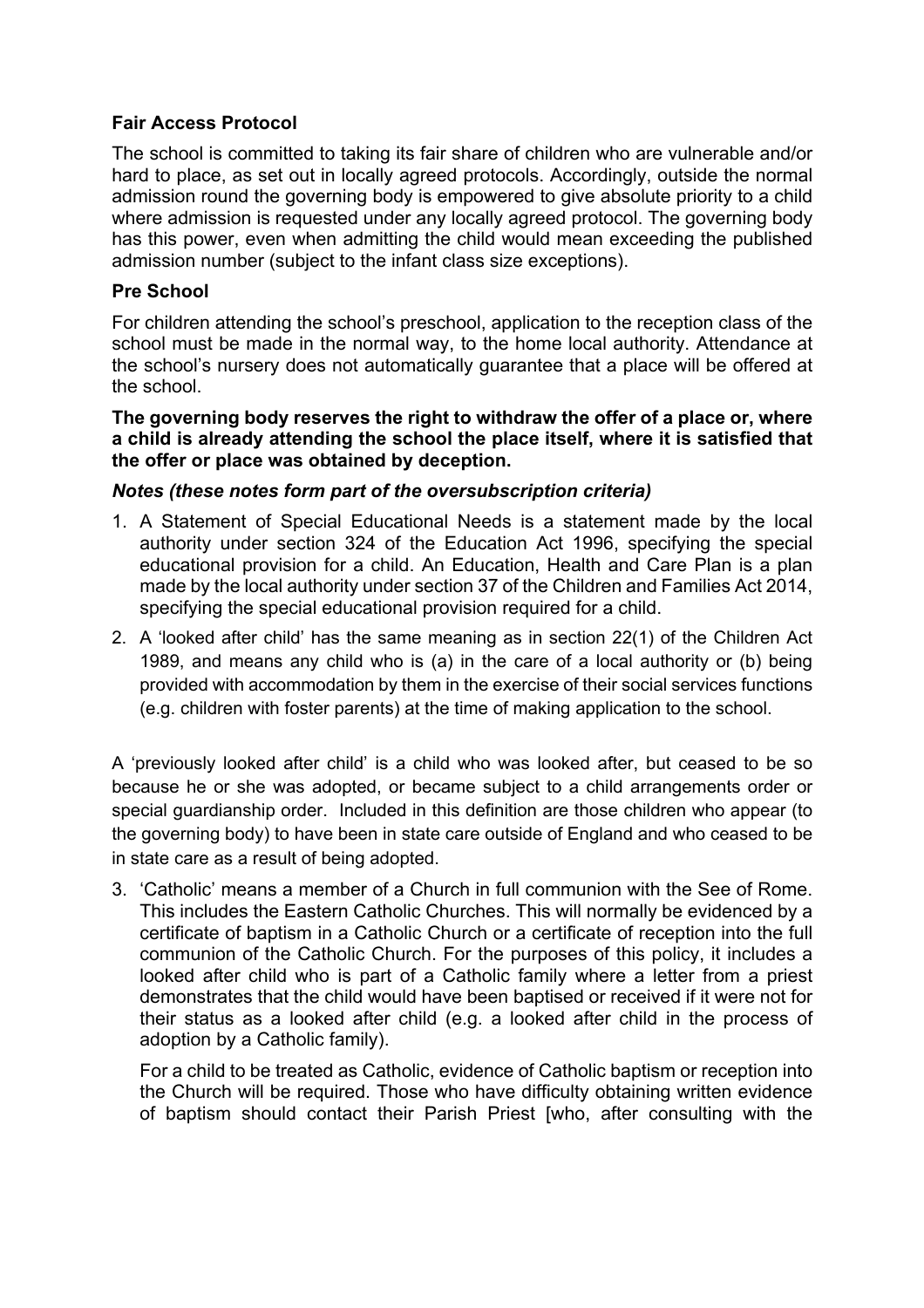**Fair Access Protocol**

The school is committed to taking its fair share of children who are vulnerable and/or hard to place, as set out in locally agreed protocols. Accordingly, outside the normal admission round the governing body is empowered to give absolute priority to a child where admission is requested under any locally agreed protocol. The governing body has this power, even when admitting the child would mean exceeding the published admission number (subject to the infant class size exceptions).

**Pre School**

For children attending the school's preschool, application to the reception class of the school must be made in the normal way, to the home local authority. Attendance at the school's nursery does not automatically guarantee that a place will be offered at the school.

**The governing body reserves the right to withdraw the offer of a place or, where a child is already attending the school the place itself, where it is satisfied that the offer or place was obtained by deception.**

***Notes (these notes form part of the oversubscription criteria)***

1. A Statement of Special Educational Needs is a statement made by the local authority under section 324 of the Education Act 1996, specifying the special educational provision for a child. An Education, Health and Care Plan is a plan made by the local authority under section 37 of the Children and Families Act 2014, specifying the special educational provision required for a child.
2. A 'looked after child' has the same meaning as in section 22(1) of the Children Act 1989, and means any child who is (a) in the care of a local authority or (b) being provided with accommodation by them in the exercise of their social services functions (e.g. children with foster parents) at the time of making application to the school.

A 'previously looked after child' is a child who was looked after, but ceased to be so because he or she was adopted, or became subject to a child arrangements order or special guardianship order. Included in this definition are those children who appear (to the governing body) to have been in state care outside of England and who ceased to be in state care as a result of being adopted.

3. 'Catholic' means a member of a Church in full communion with the See of Rome. This includes the Eastern Catholic Churches. This will normally be evidenced by a certificate of baptism in a Catholic Church or a certificate of reception into the full communion of the Catholic Church. For the purposes of this policy, it includes a looked after child who is part of a Catholic family where a letter from a priest demonstrates that the child would have been baptised or received if it were not for their status as a looked after child (e.g. a looked after child in the process of adoption by a Catholic family).

   For a child to be treated as Catholic, evidence of Catholic baptism or reception into the Church will be required. Those who have difficulty obtaining written evidence of baptism should contact their Parish Priest [who, after consulting with the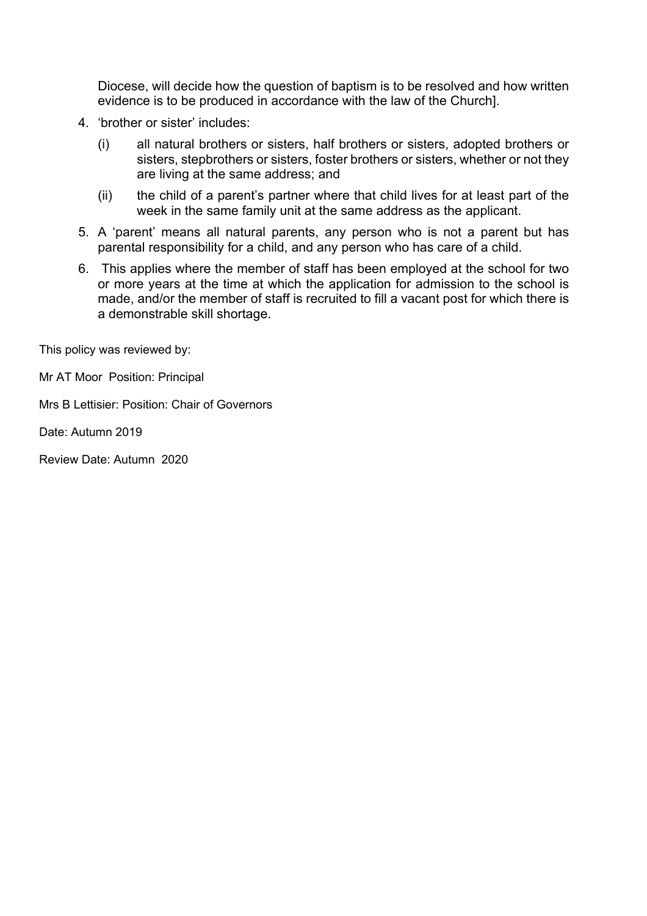Diocese, will decide how the question of baptism is to be resolved and how written evidence is to be produced in accordance with the law of the Church].

4. 'brother or sister' includes:
   (i) all natural brothers or sisters, half brothers or sisters, adopted brothers or sisters, stepbrothers or sisters, foster brothers or sisters, whether or not they are living at the same address; and
   (ii) the child of a parent's partner where that child lives for at least part of the week in the same family unit at the same address as the applicant.
5. A 'parent' means all natural parents, any person who is not a parent but has parental responsibility for a child, and any person who has care of a child.
6. This applies where the member of staff has been employed at the school for two or more years at the time at which the application for admission to the school is made, and/or the member of staff is recruited to fill a vacant post for which there is a demonstrable skill shortage.

This policy was reviewed by:

Mr AT Moor Position: Principal

Mrs B Lettisier: Position: Chair of Governors

Date: Autumn 2019

Review Date: Autumn 2020